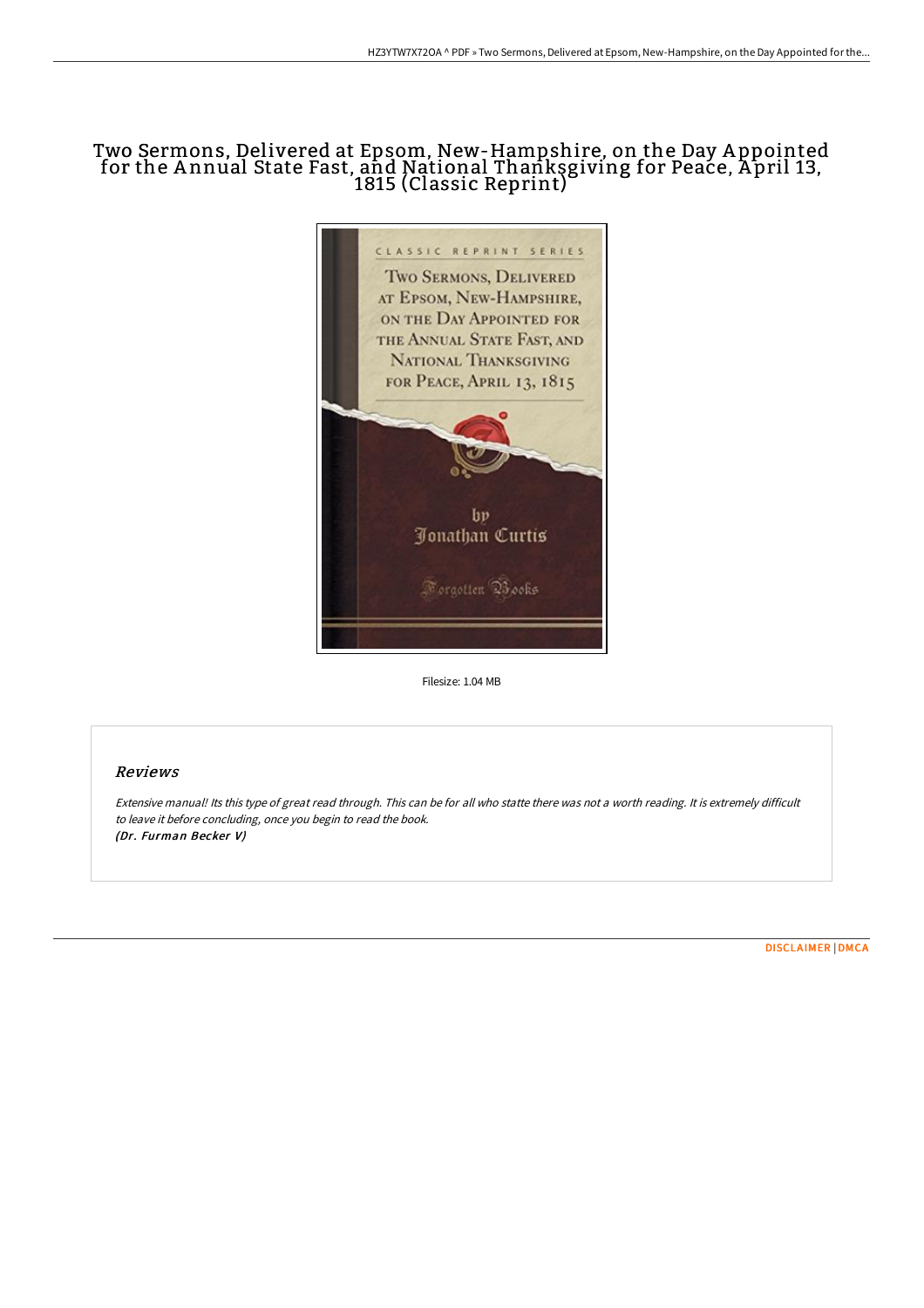# Two Sermons, Delivered at Epsom, New-Hampshire, on the Day Appointed for the Annual State Fast, and National Thanksgiving for Peace, April 13, 1815 (Classic Reprint)

Filesize: 1.04 MB

## Reviews

*Extensive manual! Its this type of great read through. This can be for all who statte there was not a worth reading. It is extremely difficult to leave it before concluding, once you begin to read the book.*
***(Dr. Furman Becker V)***

DISCLAIMER | DMCA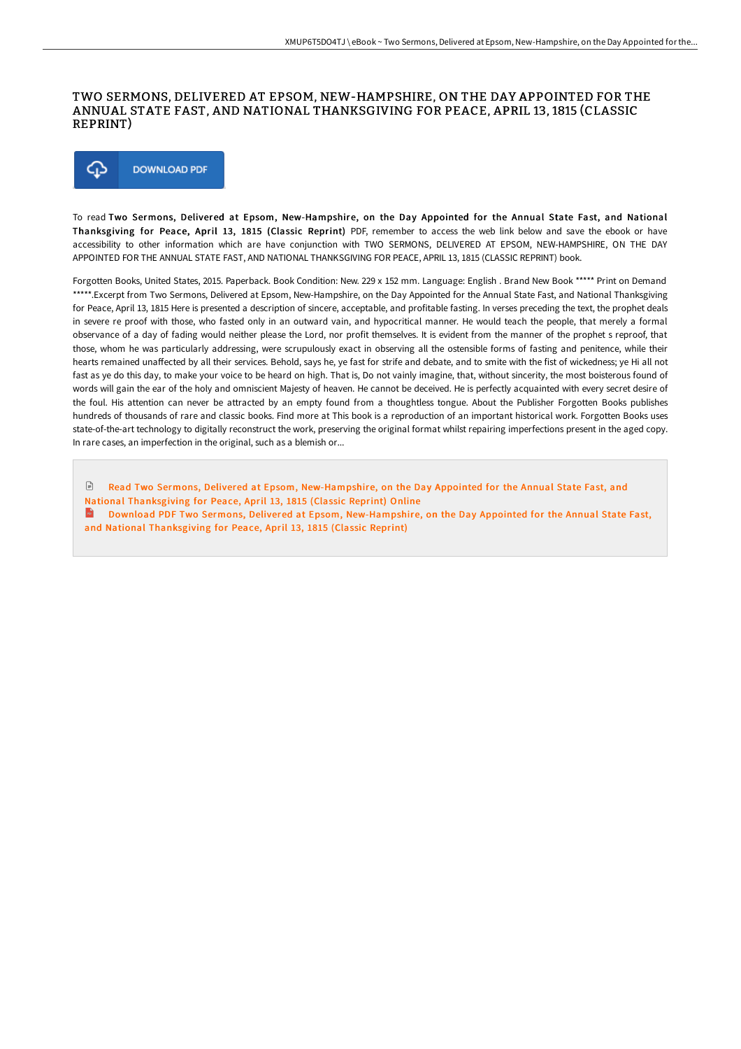# TWO SERMONS, DELIVERED AT EPSOM, NEW-HAMPSHIRE, ON THE DAY APPOINTED FOR THE ANNUAL STATE FAST, AND NATIONAL THANKSGIVING FOR PEACE, APRIL 13, 1815 (CLASSIC REPRINT)

DOWNLOAD PDF

To read **Two Sermons, Delivered at Epsom, New-Hampshire, on the Day Appointed for the Annual State Fast, and National Thanksgiving for Peace, April 13, 1815 (Classic Reprint)** PDF, remember to access the web link below and save the ebook or have accessibility to other information which are have conjunction with TWO SERMONS, DELIVERED AT EPSOM, NEW-HAMPSHIRE, ON THE DAY APPOINTED FOR THE ANNUAL STATE FAST, AND NATIONAL THANKSGIVING FOR PEACE, APRIL 13, 1815 (CLASSIC REPRINT) book.

Forgotten Books, United States, 2015. Paperback. Book Condition: New. 229 x 152 mm. Language: English . Brand New Book ***** Print on Demand *****.Excerpt from Two Sermons, Delivered at Epsom, New-Hampshire, on the Day Appointed for the Annual State Fast, and National Thanksgiving for Peace, April 13, 1815 Here is presented a description of sincere, acceptable, and profitable fasting. In verses preceding the text, the prophet deals in severe re proof with those, who fasted only in an outward vain, and hypocritical manner. He would teach the people, that merely a formal observance of a day of fading would neither please the Lord, nor profit themselves. It is evident from the manner of the prophet s reproof, that those, whom he was particularly addressing, were scrupulously exact in observing all the ostensible forms of fasting and penitence, while their hearts remained unaffected by all their services. Behold, says he, ye fast for strife and debate, and to smite with the fist of wickedness; ye Hi all not fast as ye do this day, to make your voice to be heard on high. That is, Do not vainly imagine, that, without sincerity, the most boisterous found of words will gain the ear of the holy and omniscient Majesty of heaven. He cannot be deceived. He is perfectly acquainted with every secret desire of the foul. His attention can never be attracted by an empty found from a thoughtless tongue. About the Publisher Forgotten Books publishes hundreds of thousands of rare and classic books. Find more at This book is a reproduction of an important historical work. Forgotten Books uses state-of-the-art technology to digitally reconstruct the work, preserving the original format whilst repairing imperfections present in the aged copy. In rare cases, an imperfection in the original, such as a blemish or...

Read Two Sermons, Delivered at Epsom, New-Hampshire, on the Day Appointed for the Annual State Fast, and National Thanksgiving for Peace, April 13, 1815 (Classic Reprint) Online

Download PDF Two Sermons, Delivered at Epsom, New-Hampshire, on the Day Appointed for the Annual State Fast, and National Thanksgiving for Peace, April 13, 1815 (Classic Reprint)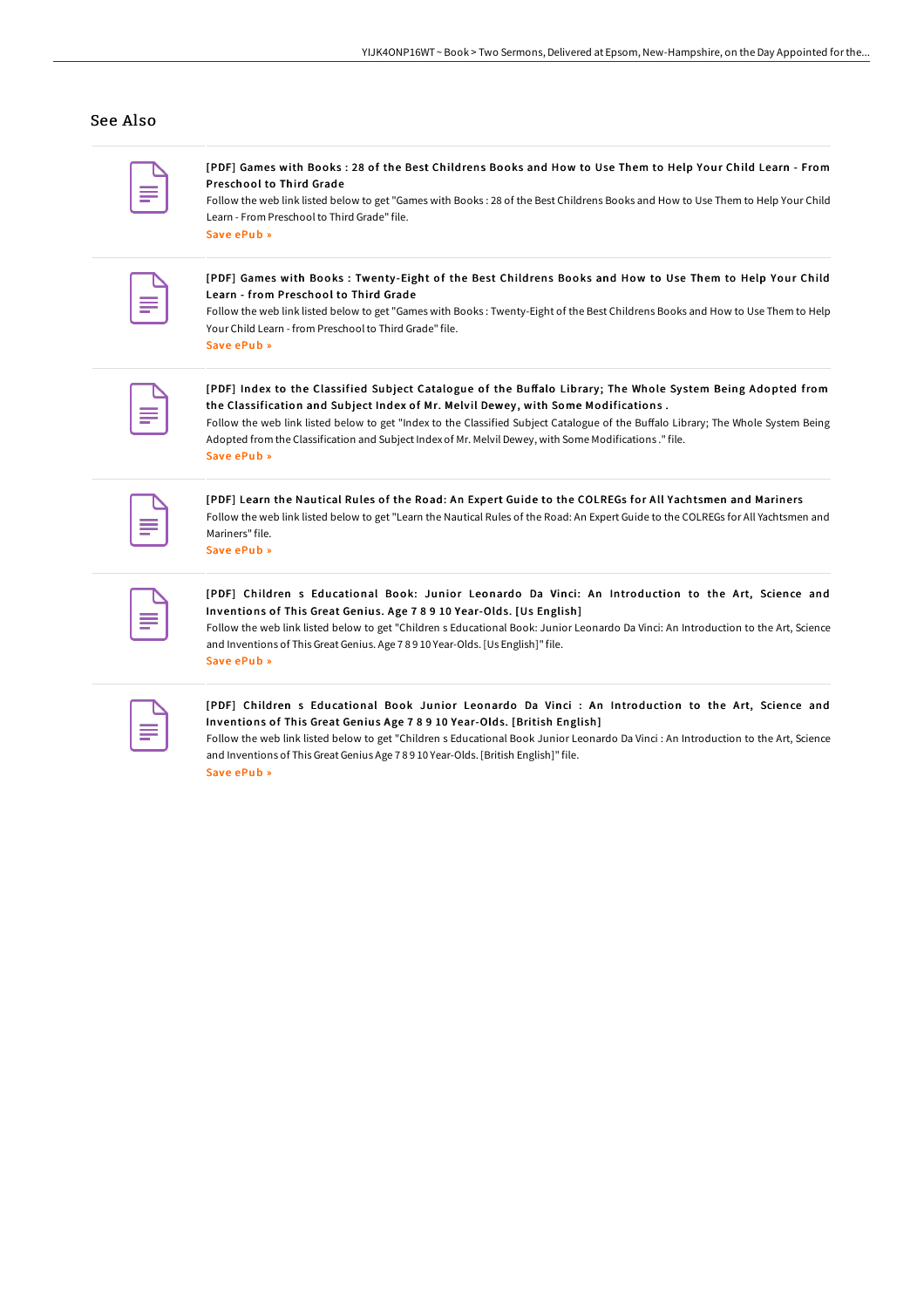## See Also

**[PDF] Games with Books : 28 of the Best Childrens Books and How to Use Them to Help Your Child Learn - From Preschool to Third Grade**

Follow the web link listed below to get "Games with Books : 28 of the Best Childrens Books and How to Use Them to Help Your Child Learn - From Preschool to Third Grade" file.

Save ePub »

**[PDF] Games with Books : Twenty-Eight of the Best Childrens Books and How to Use Them to Help Your Child Learn - from Preschool to Third Grade**

Follow the web link listed below to get "Games with Books : Twenty-Eight of the Best Childrens Books and How to Use Them to Help Your Child Learn - from Preschool to Third Grade" file.

Save ePub »

**[PDF] Index to the Classified Subject Catalogue of the Buffalo Library; The Whole System Being Adopted from the Classification and Subject Index of Mr. Melvil Dewey, with Some Modifications .**

Follow the web link listed below to get "Index to the Classified Subject Catalogue of the Buffalo Library; The Whole System Being Adopted from the Classification and Subject Index of Mr. Melvil Dewey, with Some Modifications ." file.

Save ePub »

**[PDF] Learn the Nautical Rules of the Road: An Expert Guide to the COLREGs for All Yachtsmen and Mariners**

Follow the web link listed below to get "Learn the Nautical Rules of the Road: An Expert Guide to the COLREGs for All Yachtsmen and Mariners" file.

Save ePub »

**[PDF] Children s Educational Book: Junior Leonardo Da Vinci: An Introduction to the Art, Science and Inventions of This Great Genius. Age 7 8 9 10 Year-Olds. [Us English]**

Follow the web link listed below to get "Children s Educational Book: Junior Leonardo Da Vinci: An Introduction to the Art, Science and Inventions of This Great Genius. Age 7 8 9 10 Year-Olds. [Us English]" file.

Save ePub »

**[PDF] Children s Educational Book Junior Leonardo Da Vinci : An Introduction to the Art, Science and Inventions of This Great Genius Age 7 8 9 10 Year-Olds. [British English]**

Follow the web link listed below to get "Children s Educational Book Junior Leonardo Da Vinci : An Introduction to the Art, Science and Inventions of This Great Genius Age 7 8 9 10 Year-Olds. [British English]" file.

Save ePub »